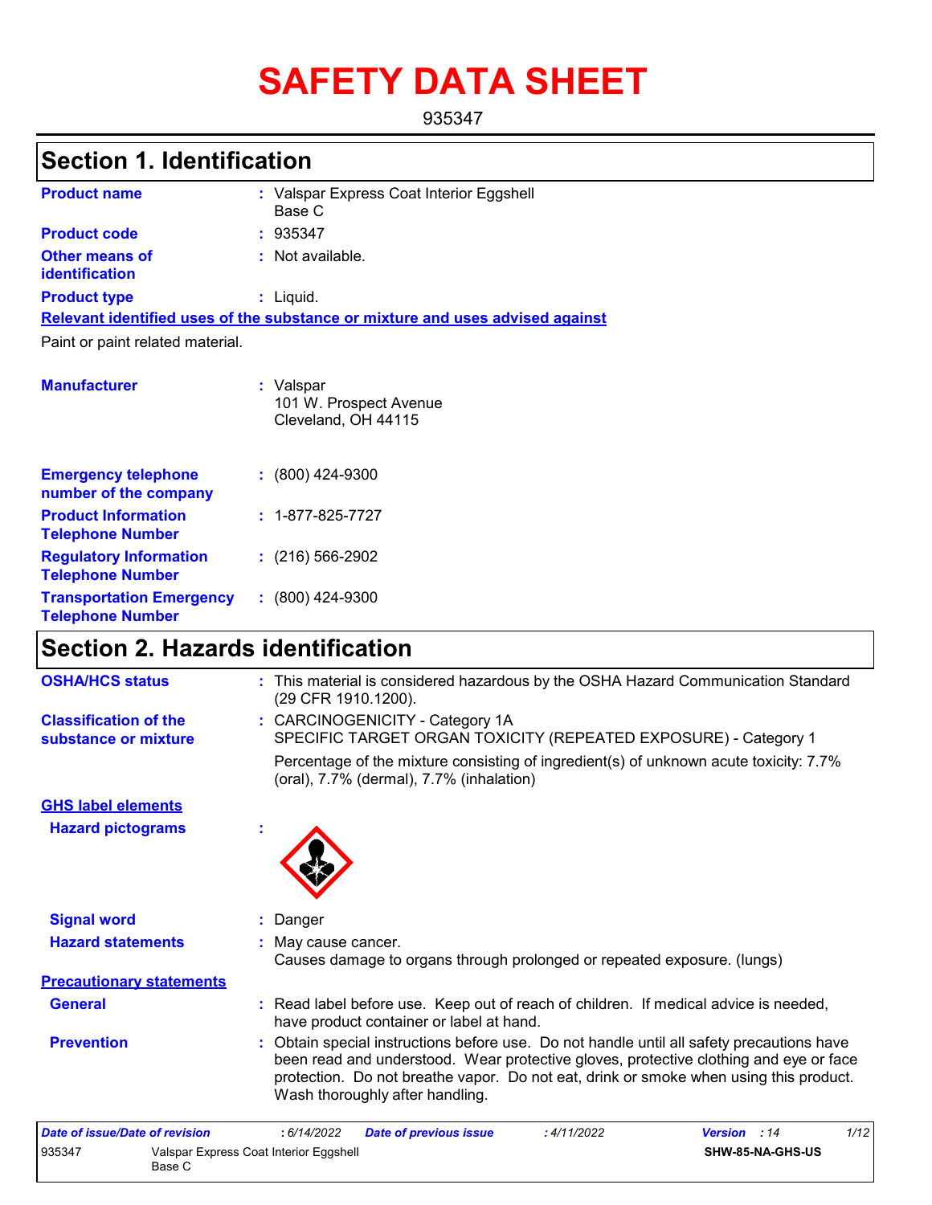# SAFETY DATA SHEET

935347

## Section 1. Identification

| | | |
|---|---|---|
| **Product name** | : | Valspar Express Coat Interior Eggshell Base C |
| **Product code** | : | 935347 |
| **Other means of identification** | : | Not available. |
| **Product type** | : | Liquid. |

**Relevant identified uses of the substance or mixture and uses advised against**

Paint or paint related material.

| | | |
|---|---|---|
| **Manufacturer** | : | Valspar<br>101 W. Prospect Avenue<br>Cleveland, OH 44115 |
| **Emergency telephone number of the company** | : | (800) 424-9300 |
| **Product Information Telephone Number** | : | 1-877-825-7727 |
| **Regulatory Information Telephone Number** | : | (216) 566-2902 |
| **Transportation Emergency Telephone Number** | : | (800) 424-9300 |

## Section 2. Hazards identification

| | | |
|---|---|---|
| **OSHA/HCS status** | : | This material is considered hazardous by the OSHA Hazard Communication Standard (29 CFR 1910.1200). |
| **Classification of the substance or mixture** | : | CARCINOGENICITY - Category 1A<br>SPECIFIC TARGET ORGAN TOXICITY (REPEATED EXPOSURE) - Category 1<br><br>Percentage of the mixture consisting of ingredient(s) of unknown acute toxicity: 7.7% (oral), 7.7% (dermal), 7.7% (inhalation) |

**GHS label elements**

| | | |
|---|---|---|
| **Hazard pictograms** | : | |
| **Signal word** | : | Danger |
| **Hazard statements** | : | May cause cancer.<br>Causes damage to organs through prolonged or repeated exposure. (lungs) |

**Precautionary statements**

| | | |
|---|---|---|
| **General** | : | Read label before use. Keep out of reach of children. If medical advice is needed, have product container or label at hand. |
| **Prevention** | : | Obtain special instructions before use. Do not handle until all safety precautions have been read and understood. Wear protective gloves, protective clothing and eye or face protection. Do not breathe vapor. Do not eat, drink or smoke when using this product. Wash thoroughly after handling. |

*Date of issue/Date of revision* : 6/14/2022 *Date of previous issue* : 4/11/2022 *Version* : 14

935347 Valspar Express Coat Interior Eggshell Base C SHW-85-NA-GHS-US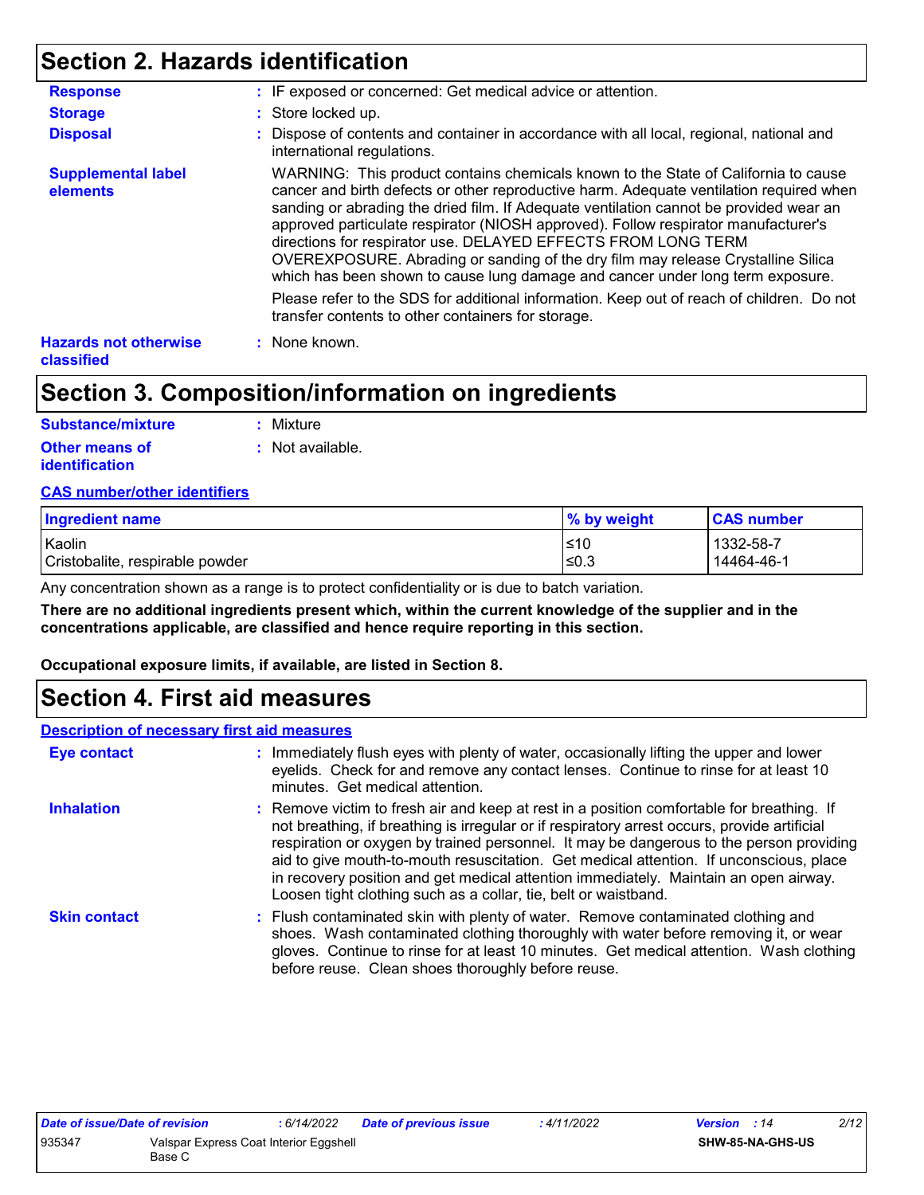## Section 2. Hazards identification

**Response** : IF exposed or concerned: Get medical advice or attention.

**Storage** : Store locked up.

**Disposal** : Dispose of contents and container in accordance with all local, regional, national and international regulations.

**Supplemental label elements**

WARNING: This product contains chemicals known to the State of California to cause cancer and birth defects or other reproductive harm. Adequate ventilation required when sanding or abrading the dried film. If Adequate ventilation cannot be provided wear an approved particulate respirator (NIOSH approved). Follow respirator manufacturer's directions for respirator use. DELAYED EFFECTS FROM LONG TERM OVEREXPOSURE. Abrading or sanding of the dry film may release Crystalline Silica which has been shown to cause lung damage and cancer under long term exposure.

Please refer to the SDS for additional information. Keep out of reach of children. Do not transfer contents to other containers for storage.

**Hazards not otherwise classified** : None known.

## Section 3. Composition/information on ingredients

**Substance/mixture** : Mixture

**Other means of identification** : Not available.

**CAS number/other identifiers**

| Ingredient name | % by weight | CAS number |
|---|---|---|
| Kaolin | ≤10 | 1332-58-7 |
| Cristobalite, respirable powder | ≤0.3 | 14464-46-1 |

Any concentration shown as a range is to protect confidentiality or is due to batch variation.

**There are no additional ingredients present which, within the current knowledge of the supplier and in the concentrations applicable, are classified and hence require reporting in this section.**

**Occupational exposure limits, if available, are listed in Section 8.**

## Section 4. First aid measures

**Description of necessary first aid measures**

**Eye contact** : Immediately flush eyes with plenty of water, occasionally lifting the upper and lower eyelids. Check for and remove any contact lenses. Continue to rinse for at least 10 minutes. Get medical attention.

**Inhalation** : Remove victim to fresh air and keep at rest in a position comfortable for breathing. If not breathing, if breathing is irregular or if respiratory arrest occurs, provide artificial respiration or oxygen by trained personnel. It may be dangerous to the person providing aid to give mouth-to-mouth resuscitation. Get medical attention. If unconscious, place in recovery position and get medical attention immediately. Maintain an open airway. Loosen tight clothing such as a collar, tie, belt or waistband.

**Skin contact** : Flush contaminated skin with plenty of water. Remove contaminated clothing and shoes. Wash contaminated clothing thoroughly with water before removing it, or wear gloves. Continue to rinse for at least 10 minutes. Get medical attention. Wash clothing before reuse. Clean shoes thoroughly before reuse.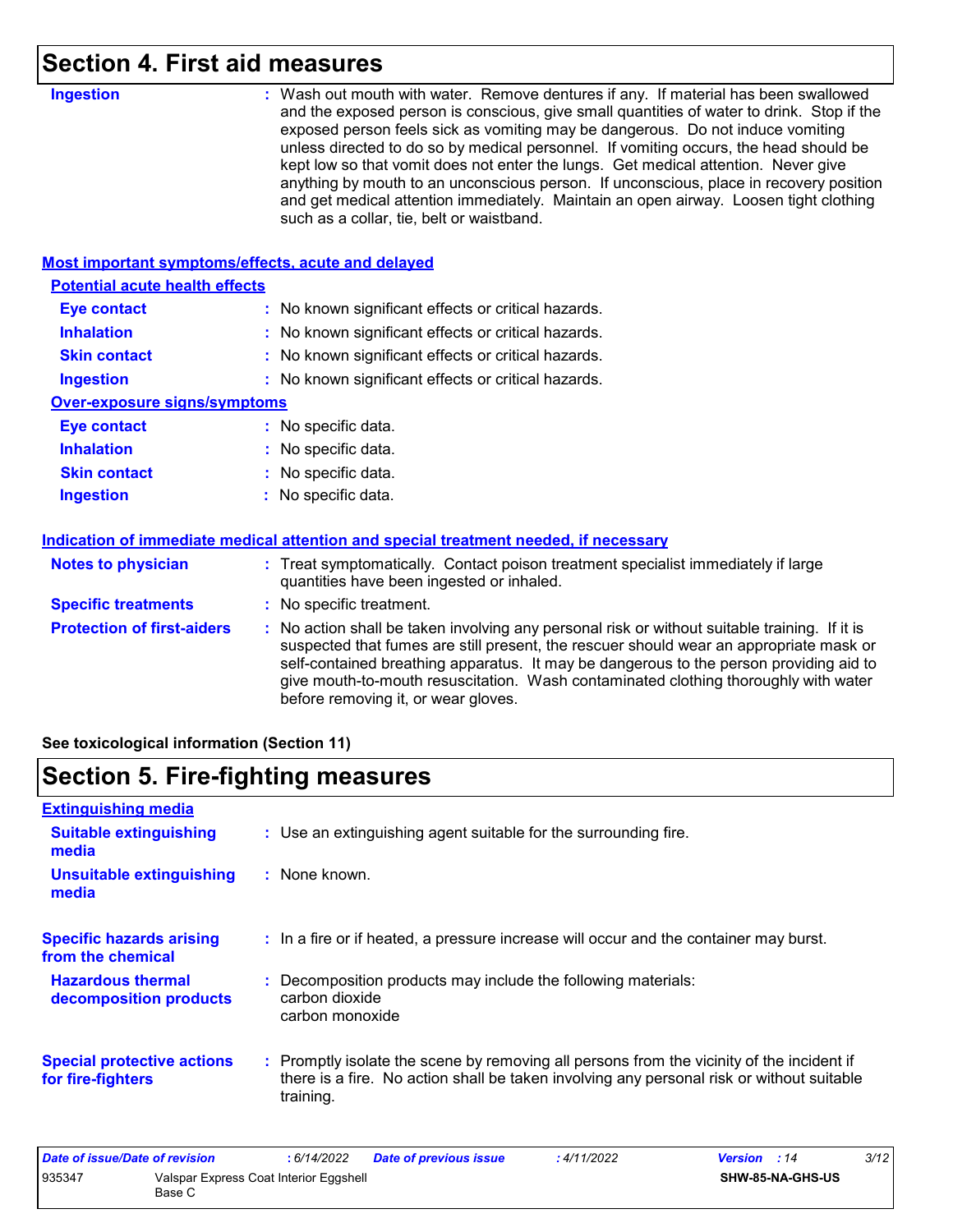## Section 4. First aid measures

**Ingestion** : Wash out mouth with water. Remove dentures if any. If material has been swallowed and the exposed person is conscious, give small quantities of water to drink. Stop if the exposed person feels sick as vomiting may be dangerous. Do not induce vomiting unless directed to do so by medical personnel. If vomiting occurs, the head should be kept low so that vomit does not enter the lungs. Get medical attention. Never give anything by mouth to an unconscious person. If unconscious, place in recovery position and get medical attention immediately. Maintain an open airway. Loosen tight clothing such as a collar, tie, belt or waistband.

### Most important symptoms/effects, acute and delayed

**Potential acute health effects**

**Eye contact** : No known significant effects or critical hazards.

**Inhalation** : No known significant effects or critical hazards.

**Skin contact** : No known significant effects or critical hazards.

**Ingestion** : No known significant effects or critical hazards.

**Over-exposure signs/symptoms**

**Eye contact** : No specific data.

**Inhalation** : No specific data.

**Skin contact** : No specific data.

**Ingestion** : No specific data.

### Indication of immediate medical attention and special treatment needed, if necessary

**Notes to physician** : Treat symptomatically. Contact poison treatment specialist immediately if large quantities have been ingested or inhaled.

**Specific treatments** : No specific treatment.

**Protection of first-aiders** : No action shall be taken involving any personal risk or without suitable training. If it is suspected that fumes are still present, the rescuer should wear an appropriate mask or self-contained breathing apparatus. It may be dangerous to the person providing aid to give mouth-to-mouth resuscitation. Wash contaminated clothing thoroughly with water before removing it, or wear gloves.

**See toxicological information (Section 11)**

## Section 5. Fire-fighting measures

### Extinguishing media

**Suitable extinguishing media** : Use an extinguishing agent suitable for the surrounding fire.

**Unsuitable extinguishing media** : None known.

**Specific hazards arising from the chemical** : In a fire or if heated, a pressure increase will occur and the container may burst.

**Hazardous thermal decomposition products** : Decomposition products may include the following materials:
carbon dioxide
carbon monoxide

**Special protective actions for fire-fighters** : Promptly isolate the scene by removing all persons from the vicinity of the incident if there is a fire. No action shall be taken involving any personal risk or without suitable training.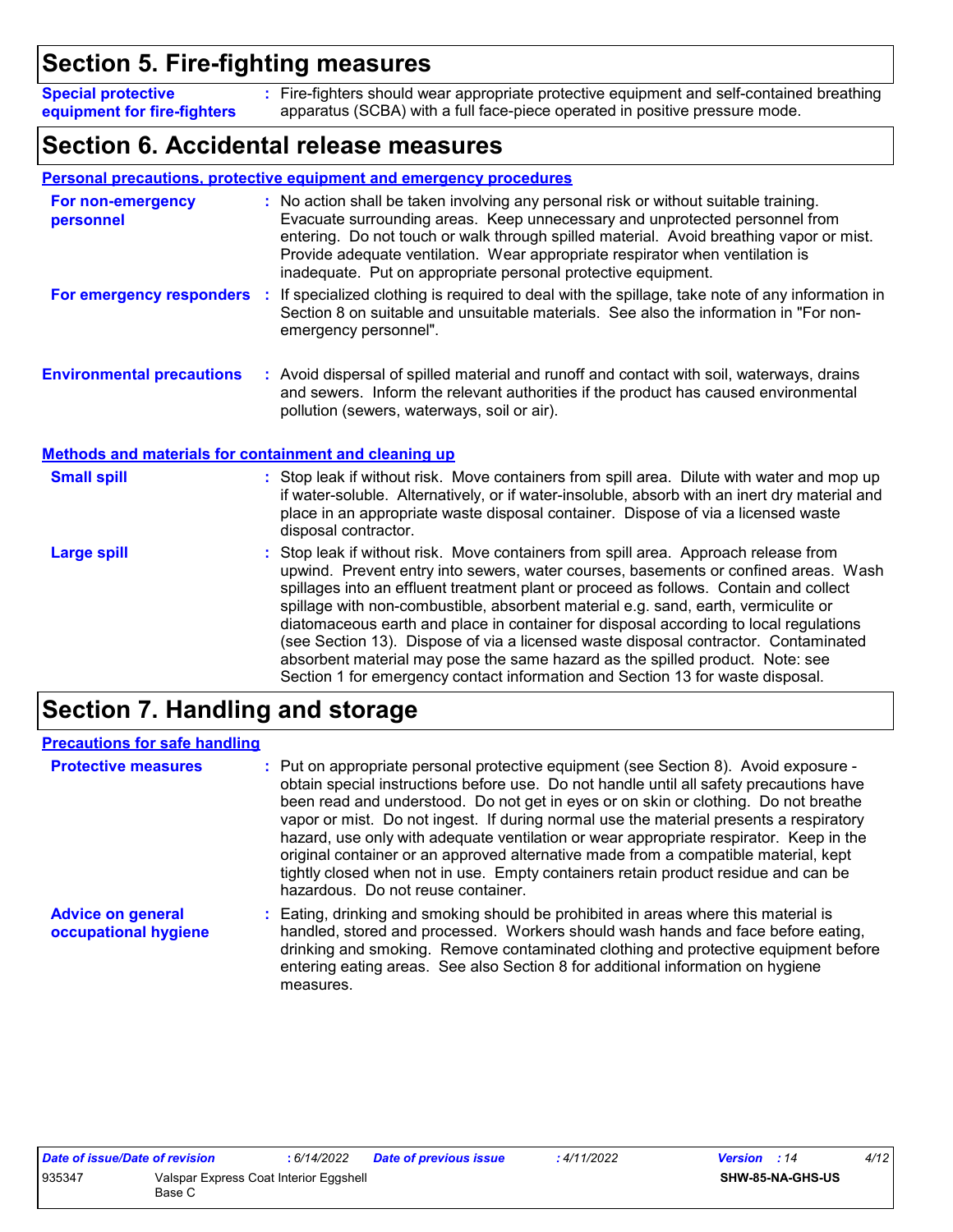## Section 5. Fire-fighting measures

**Special protective equipment for fire-fighters** : Fire-fighters should wear appropriate protective equipment and self-contained breathing apparatus (SCBA) with a full face-piece operated in positive pressure mode.

## Section 6. Accidental release measures

**Personal precautions, protective equipment and emergency procedures**

**For non-emergency personnel** : No action shall be taken involving any personal risk or without suitable training. Evacuate surrounding areas. Keep unnecessary and unprotected personnel from entering. Do not touch or walk through spilled material. Avoid breathing vapor or mist. Provide adequate ventilation. Wear appropriate respirator when ventilation is inadequate. Put on appropriate personal protective equipment.

**For emergency responders** : If specialized clothing is required to deal with the spillage, take note of any information in Section 8 on suitable and unsuitable materials. See also the information in "For non-emergency personnel".

**Environmental precautions** : Avoid dispersal of spilled material and runoff and contact with soil, waterways, drains and sewers. Inform the relevant authorities if the product has caused environmental pollution (sewers, waterways, soil or air).

**Methods and materials for containment and cleaning up**

**Small spill** : Stop leak if without risk. Move containers from spill area. Dilute with water and mop up if water-soluble. Alternatively, or if water-insoluble, absorb with an inert dry material and place in an appropriate waste disposal container. Dispose of via a licensed waste disposal contractor.

**Large spill** : Stop leak if without risk. Move containers from spill area. Approach release from upwind. Prevent entry into sewers, water courses, basements or confined areas. Wash spillages into an effluent treatment plant or proceed as follows. Contain and collect spillage with non-combustible, absorbent material e.g. sand, earth, vermiculite or diatomaceous earth and place in container for disposal according to local regulations (see Section 13). Dispose of via a licensed waste disposal contractor. Contaminated absorbent material may pose the same hazard as the spilled product. Note: see Section 1 for emergency contact information and Section 13 for waste disposal.

## Section 7. Handling and storage

**Precautions for safe handling**

**Protective measures** : Put on appropriate personal protective equipment (see Section 8). Avoid exposure - obtain special instructions before use. Do not handle until all safety precautions have been read and understood. Do not get in eyes or on skin or clothing. Do not breathe vapor or mist. Do not ingest. If during normal use the material presents a respiratory hazard, use only with adequate ventilation or wear appropriate respirator. Keep in the original container or an approved alternative made from a compatible material, kept tightly closed when not in use. Empty containers retain product residue and can be hazardous. Do not reuse container.

**Advice on general occupational hygiene** : Eating, drinking and smoking should be prohibited in areas where this material is handled, stored and processed. Workers should wash hands and face before eating, drinking and smoking. Remove contaminated clothing and protective equipment before entering eating areas. See also Section 8 for additional information on hygiene measures.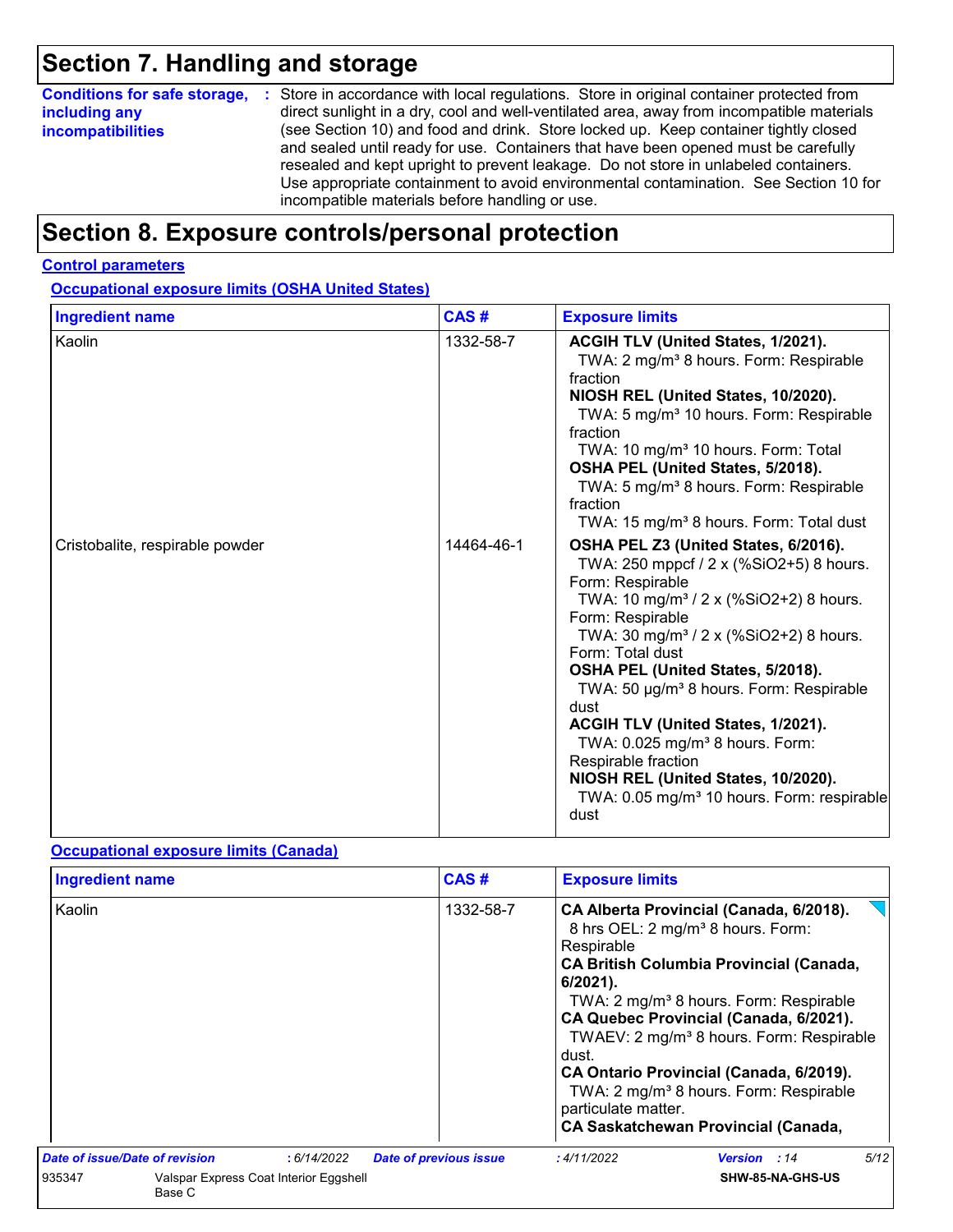# Section 7. Handling and storage

**Conditions for safe storage, including any incompatibilities** : Store in accordance with local regulations. Store in original container protected from direct sunlight in a dry, cool and well-ventilated area, away from incompatible materials (see Section 10) and food and drink. Store locked up. Keep container tightly closed and sealed until ready for use. Containers that have been opened must be carefully resealed and kept upright to prevent leakage. Do not store in unlabeled containers. Use appropriate containment to avoid environmental contamination. See Section 10 for incompatible materials before handling or use.

# Section 8. Exposure controls/personal protection

## Control parameters

### Occupational exposure limits (OSHA United States)

| Ingredient name | CAS # | Exposure limits |
|---|---|---|
| Kaolin | 1332-58-7 | **ACGIH TLV (United States, 1/2021).**<br>TWA: 2 mg/m³ 8 hours. Form: Respirable fraction<br>**NIOSH REL (United States, 10/2020).**<br>TWA: 5 mg/m³ 10 hours. Form: Respirable fraction<br>TWA: 10 mg/m³ 10 hours. Form: Total<br>**OSHA PEL (United States, 5/2018).**<br>TWA: 5 mg/m³ 8 hours. Form: Respirable fraction<br>TWA: 15 mg/m³ 8 hours. Form: Total dust |
| Cristobalite, respirable powder | 14464-46-1 | **OSHA PEL Z3 (United States, 6/2016).**<br>TWA: 250 mppcf / 2 x (%SiO2+5) 8 hours. Form: Respirable<br>TWA: 10 mg/m³ / 2 x (%SiO2+2) 8 hours. Form: Respirable<br>TWA: 30 mg/m³ / 2 x (%SiO2+2) 8 hours. Form: Total dust<br>**OSHA PEL (United States, 5/2018).**<br>TWA: 50 µg/m³ 8 hours. Form: Respirable dust<br>**ACGIH TLV (United States, 1/2021).**<br>TWA: 0.025 mg/m³ 8 hours. Form: Respirable fraction<br>**NIOSH REL (United States, 10/2020).**<br>TWA: 0.05 mg/m³ 10 hours. Form: respirable dust |

### Occupational exposure limits (Canada)

| Ingredient name | CAS # | Exposure limits |
|---|---|---|
| Kaolin | 1332-58-7 | **CA Alberta Provincial (Canada, 6/2018).**<br>8 hrs OEL: 2 mg/m³ 8 hours. Form: Respirable<br>**CA British Columbia Provincial (Canada, 6/2021).**<br>TWA: 2 mg/m³ 8 hours. Form: Respirable<br>**CA Quebec Provincial (Canada, 6/2021).**<br>TWAEV: 2 mg/m³ 8 hours. Form: Respirable dust.<br>**CA Ontario Provincial (Canada, 6/2019).**<br>TWA: 2 mg/m³ 8 hours. Form: Respirable particulate matter.<br>**CA Saskatchewan Provincial (Canada,** |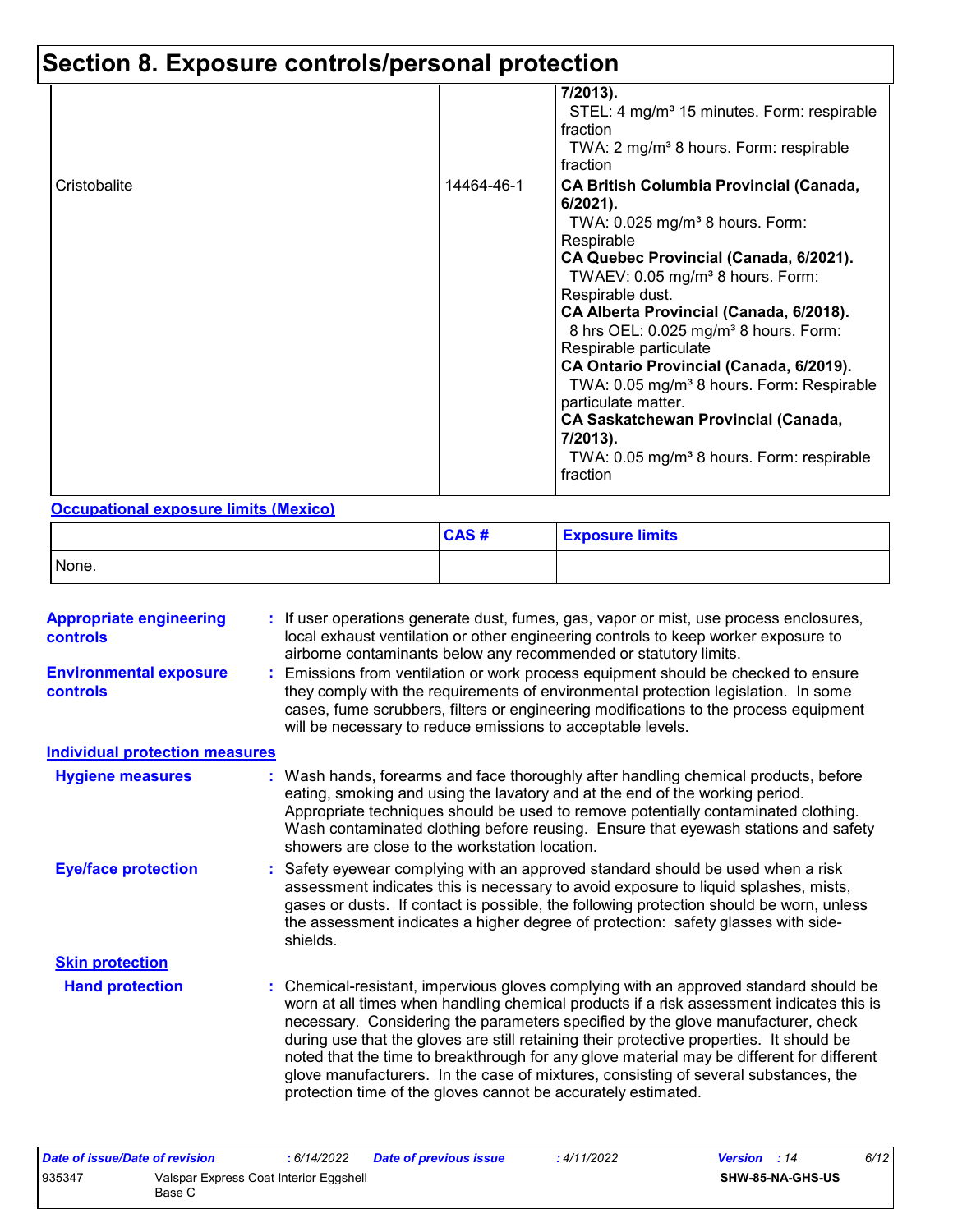# Section 8. Exposure controls/personal protection

| | | |
|---|---|---|
| | | **7/2013).**<br>STEL: 4 mg/m³ 15 minutes. Form: respirable fraction<br>TWA: 2 mg/m³ 8 hours. Form: respirable fraction |
| Cristobalite | 14464-46-1 | **CA British Columbia Provincial (Canada, 6/2021).**<br>TWA: 0.025 mg/m³ 8 hours. Form: Respirable<br>**CA Quebec Provincial (Canada, 6/2021).**<br>TWAEV: 0.05 mg/m³ 8 hours. Form: Respirable dust.<br>**CA Alberta Provincial (Canada, 6/2018).**<br>8 hrs OEL: 0.025 mg/m³ 8 hours. Form: Respirable particulate<br>**CA Ontario Provincial (Canada, 6/2019).**<br>TWA: 0.05 mg/m³ 8 hours. Form: Respirable particulate matter.<br>**CA Saskatchewan Provincial (Canada, 7/2013).**<br>TWA: 0.05 mg/m³ 8 hours. Form: respirable fraction |

**Occupational exposure limits (Mexico)**

| | CAS # | Exposure limits |
|---|---|---|
| None. | | |

**Appropriate engineering controls** : If user operations generate dust, fumes, gas, vapor or mist, use process enclosures, local exhaust ventilation or other engineering controls to keep worker exposure to airborne contaminants below any recommended or statutory limits.

**Environmental exposure controls** : Emissions from ventilation or work process equipment should be checked to ensure they comply with the requirements of environmental protection legislation. In some cases, fume scrubbers, filters or engineering modifications to the process equipment will be necessary to reduce emissions to acceptable levels.

**Individual protection measures**

**Hygiene measures** : Wash hands, forearms and face thoroughly after handling chemical products, before eating, smoking and using the lavatory and at the end of the working period. Appropriate techniques should be used to remove potentially contaminated clothing. Wash contaminated clothing before reusing. Ensure that eyewash stations and safety showers are close to the workstation location.

**Eye/face protection** : Safety eyewear complying with an approved standard should be used when a risk assessment indicates this is necessary to avoid exposure to liquid splashes, mists, gases or dusts. If contact is possible, the following protection should be worn, unless the assessment indicates a higher degree of protection: safety glasses with side-shields.

**Skin protection**

**Hand protection** : Chemical-resistant, impervious gloves complying with an approved standard should be worn at all times when handling chemical products if a risk assessment indicates this is necessary. Considering the parameters specified by the glove manufacturer, check during use that the gloves are still retaining their protective properties. It should be noted that the time to breakthrough for any glove material may be different for different glove manufacturers. In the case of mixtures, consisting of several substances, the protection time of the gloves cannot be accurately estimated.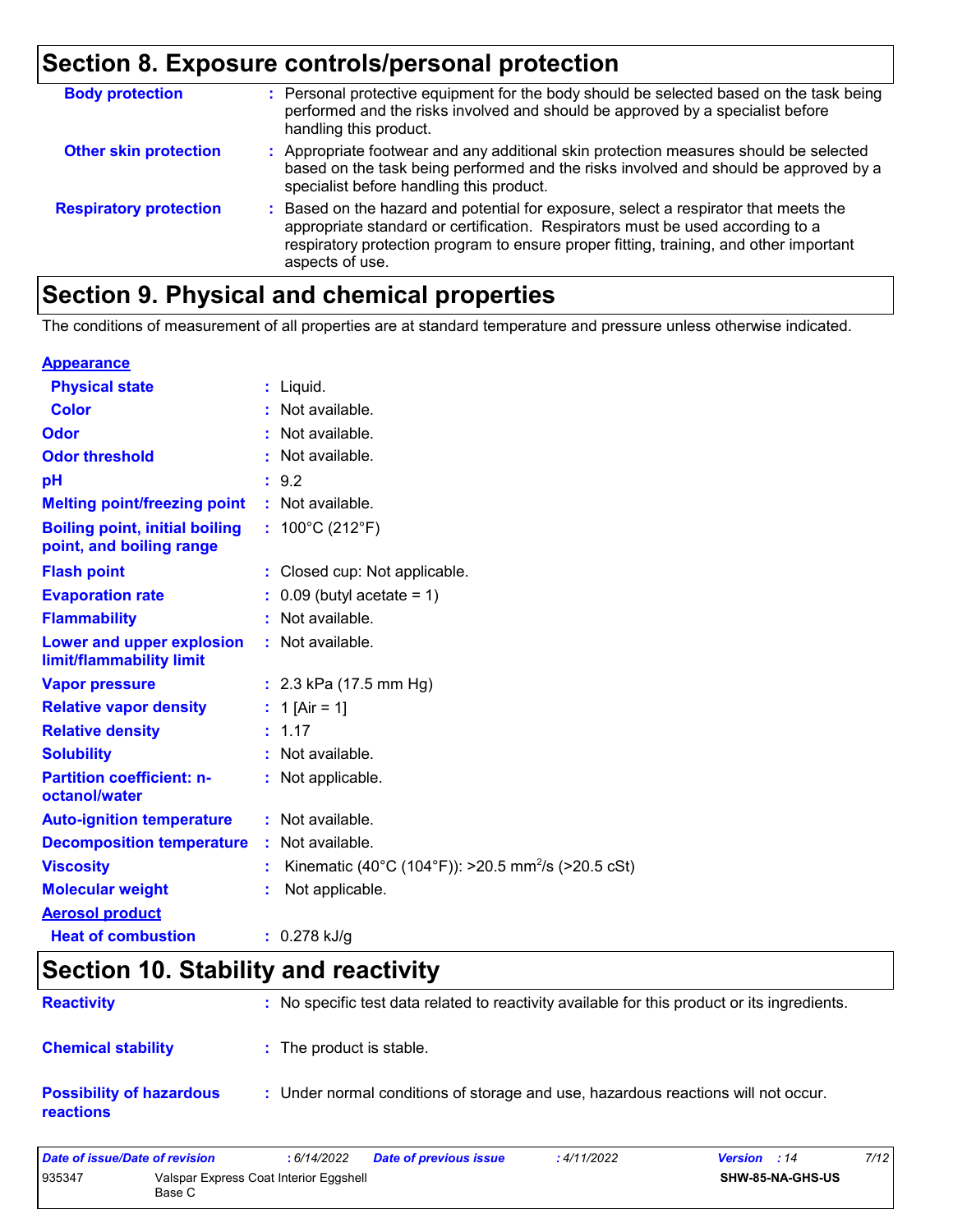## Section 8. Exposure controls/personal protection

| | |
|---|---|
| **Body protection** | : Personal protective equipment for the body should be selected based on the task being performed and the risks involved and should be approved by a specialist before handling this product. |
| **Other skin protection** | : Appropriate footwear and any additional skin protection measures should be selected based on the task being performed and the risks involved and should be approved by a specialist before handling this product. |
| **Respiratory protection** | : Based on the hazard and potential for exposure, select a respirator that meets the appropriate standard or certification. Respirators must be used according to a respiratory protection program to ensure proper fitting, training, and other important aspects of use. |

## Section 9. Physical and chemical properties

The conditions of measurement of all properties are at standard temperature and pressure unless otherwise indicated.

| | |
|---|---|
| **Appearance** | |
| **Physical state** | : Liquid. |
| **Color** | : Not available. |
| **Odor** | : Not available. |
| **Odor threshold** | : Not available. |
| **pH** | : 9.2 |
| **Melting point/freezing point** | : Not available. |
| **Boiling point, initial boiling point, and boiling range** | : 100°C (212°F) |
| **Flash point** | : Closed cup: Not applicable. |
| **Evaporation rate** | : 0.09 (butyl acetate = 1) |
| **Flammability** | : Not available. |
| **Lower and upper explosion limit/flammability limit** | : Not available. |
| **Vapor pressure** | : 2.3 kPa (17.5 mm Hg) |
| **Relative vapor density** | : 1 [Air = 1] |
| **Relative density** | : 1.17 |
| **Solubility** | : Not available. |
| **Partition coefficient: n-octanol/water** | : Not applicable. |
| **Auto-ignition temperature** | : Not available. |
| **Decomposition temperature** | : Not available. |
| **Viscosity** | : Kinematic (40°C (104°F)): >20.5 $mm^2/s$ (>20.5 cSt) |
| **Molecular weight** | : Not applicable. |
| **Aerosol product** | |
| **Heat of combustion** | : 0.278 kJ/g |

## Section 10. Stability and reactivity

| | |
|---|---|
| **Reactivity** | : No specific test data related to reactivity available for this product or its ingredients. |
| **Chemical stability** | : The product is stable. |
| **Possibility of hazardous reactions** | : Under normal conditions of storage and use, hazardous reactions will not occur. |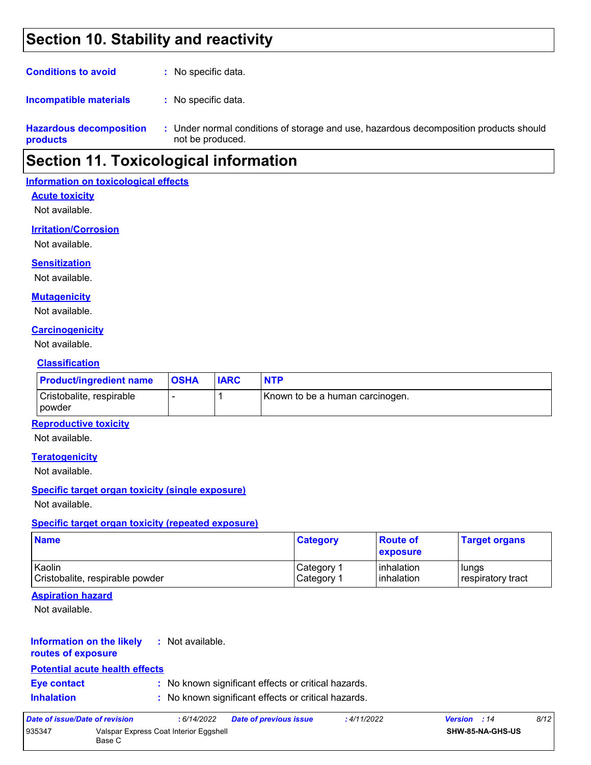## Section 10. Stability and reactivity

**Conditions to avoid** : No specific data.

**Incompatible materials** : No specific data.

**Hazardous decomposition products** : Under normal conditions of storage and use, hazardous decomposition products should not be produced.

## Section 11. Toxicological information

### Information on toxicological effects

#### Acute toxicity

Not available.

#### Irritation/Corrosion

Not available.

#### Sensitization

Not available.

#### Mutagenicity

Not available.

#### Carcinogenicity

Not available.

##### Classification

| Product/ingredient name | OSHA | IARC | NTP |
|---|---|---|---|
| Cristobalite, respirable powder | - | 1 | Known to be a human carcinogen. |

#### Reproductive toxicity

Not available.

#### Teratogenicity

Not available.

#### Specific target organ toxicity (single exposure)

Not available.

#### Specific target organ toxicity (repeated exposure)

| Name | Category | Route of exposure | Target organs |
|---|---|---|---|
| Kaolin | Category 1 | inhalation | lungs |
| Cristobalite, respirable powder | Category 1 | inhalation | respiratory tract |

#### Aspiration hazard

Not available.

**Information on the likely routes of exposure** : Not available.

#### Potential acute health effects

**Eye contact** : No known significant effects or critical hazards.

**Inhalation** : No known significant effects or critical hazards.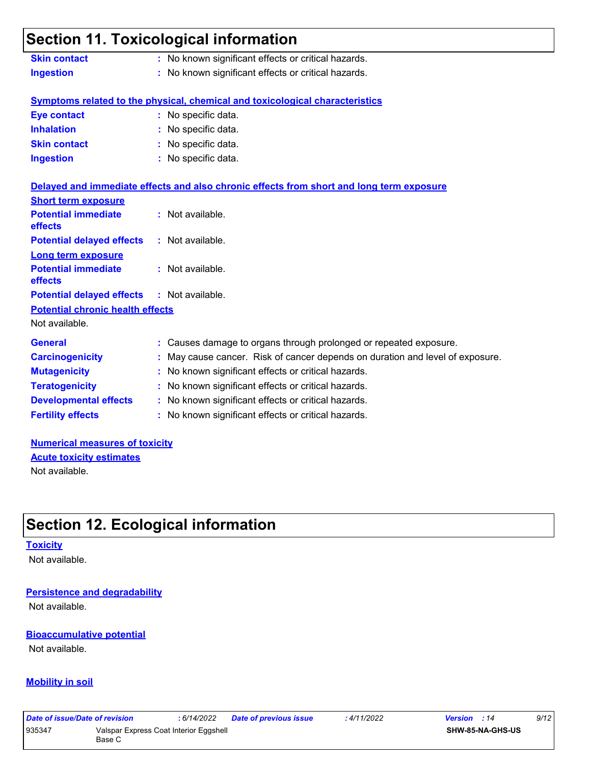## Section 11. Toxicological information

| | | |
|---|---|---|
| **Skin contact** | : | No known significant effects or critical hazards. |
| **Ingestion** | : | No known significant effects or critical hazards. |

**Symptoms related to the physical, chemical and toxicological characteristics**

| | | |
|---|---|---|
| **Eye contact** | : | No specific data. |
| **Inhalation** | : | No specific data. |
| **Skin contact** | : | No specific data. |
| **Ingestion** | : | No specific data. |

**Delayed and immediate effects and also chronic effects from short and long term exposure**

**Short term exposure**

| | | |
|---|---|---|
| **Potential immediate effects** | : | Not available. |
| **Potential delayed effects** | : | Not available. |

**Long term exposure**

| | | |
|---|---|---|
| **Potential immediate effects** | : | Not available. |
| **Potential delayed effects** | : | Not available. |

**Potential chronic health effects**

Not available.

| | | |
|---|---|---|
| **General** | : | Causes damage to organs through prolonged or repeated exposure. |
| **Carcinogenicity** | : | May cause cancer. Risk of cancer depends on duration and level of exposure. |
| **Mutagenicity** | : | No known significant effects or critical hazards. |
| **Teratogenicity** | : | No known significant effects or critical hazards. |
| **Developmental effects** | : | No known significant effects or critical hazards. |
| **Fertility effects** | : | No known significant effects or critical hazards. |

**Numerical measures of toxicity**

**Acute toxicity estimates**

Not available.

## Section 12. Ecological information

**Toxicity**

Not available.

**Persistence and degradability**

Not available.

**Bioaccumulative potential**

Not available.

**Mobility in soil**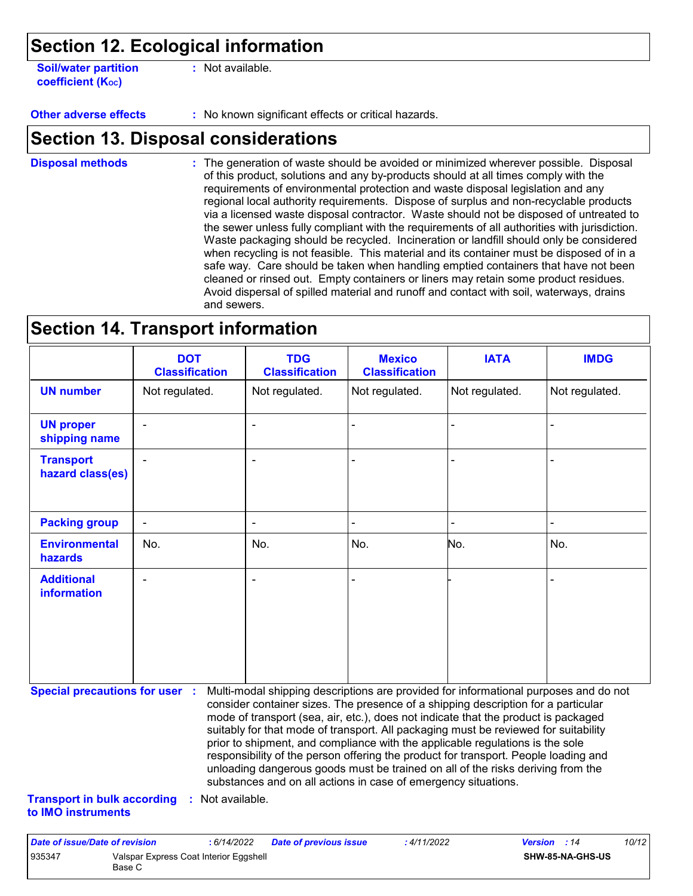## Section 12. Ecological information

**Soil/water partition coefficient ($K_{OC}$)** : Not available.

**Other adverse effects** : No known significant effects or critical hazards.

## Section 13. Disposal considerations

**Disposal methods** : The generation of waste should be avoided or minimized wherever possible. Disposal of this product, solutions and any by-products should at all times comply with the requirements of environmental protection and waste disposal legislation and any regional local authority requirements. Dispose of surplus and non-recyclable products via a licensed waste disposal contractor. Waste should not be disposed of untreated to the sewer unless fully compliant with the requirements of all authorities with jurisdiction. Waste packaging should be recycled. Incineration or landfill should only be considered when recycling is not feasible. This material and its container must be disposed of in a safe way. Care should be taken when handling emptied containers that have not been cleaned or rinsed out. Empty containers or liners may retain some product residues. Avoid dispersal of spilled material and runoff and contact with soil, waterways, drains and sewers.

## Section 14. Transport information

| | DOT Classification | TDG Classification | Mexico Classification | IATA | IMDG |
|---|---|---|---|---|---|
| **UN number** | Not regulated. | Not regulated. | Not regulated. | Not regulated. | Not regulated. |
| **UN proper shipping name** | - | - | - | - | - |
| **Transport hazard class(es)** | - | - | - | - | - |
| **Packing group** | - | - | - | - | - |
| **Environmental hazards** | No. | No. | No. | No. | No. |
| **Additional information** | - | - | - | - | - |

**Special precautions for user** : Multi-modal shipping descriptions are provided for informational purposes and do not consider container sizes. The presence of a shipping description for a particular mode of transport (sea, air, etc.), does not indicate that the product is packaged suitably for that mode of transport. All packaging must be reviewed for suitability prior to shipment, and compliance with the applicable regulations is the sole responsibility of the person offering the product for transport. People loading and unloading dangerous goods must be trained on all of the risks deriving from the substances and on all actions in case of emergency situations.

**Transport in bulk according to IMO instruments** : Not available.

*Date of issue/Date of revision* : 6/14/2022 *Date of previous issue* : 4/11/2022 *Version* : 14

935347 Valspar Express Coat Interior Eggshell Base C SHW-85-NA-GHS-US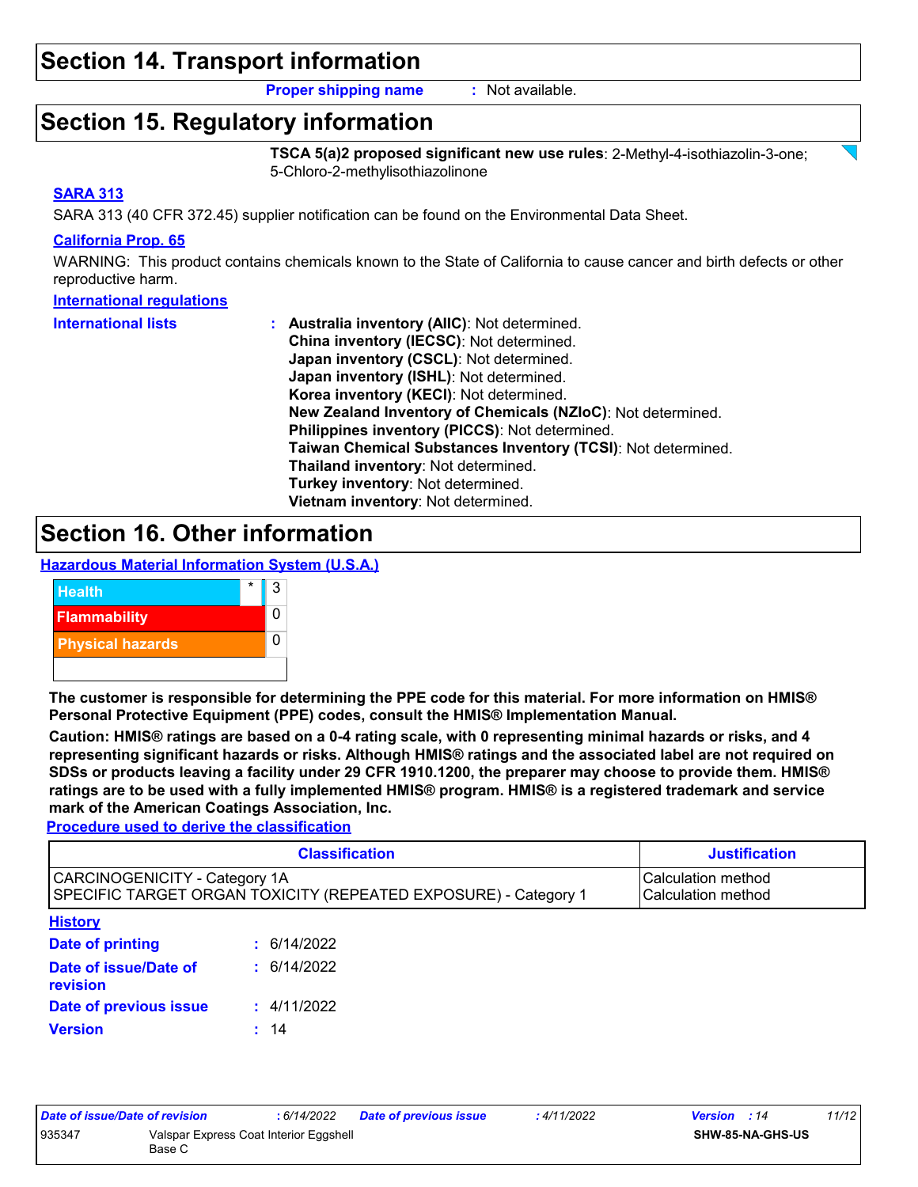## Section 14. Transport information

**Proper shipping name** : Not available.

## Section 15. Regulatory information

**TSCA 5(a)2 proposed significant new use rules**: 2-Methyl-4-isothiazolin-3-one; 5-Chloro-2-methylisothiazolinone

**SARA 313**

SARA 313 (40 CFR 372.45) supplier notification can be found on the Environmental Data Sheet.

**California Prop. 65**

WARNING: This product contains chemicals known to the State of California to cause cancer and birth defects or other reproductive harm.

**International regulations**

**International lists** :
- **Australia inventory (AIIC)**: Not determined.
- **China inventory (IECSC)**: Not determined.
- **Japan inventory (CSCL)**: Not determined.
- **Japan inventory (ISHL)**: Not determined.
- **Korea inventory (KECI)**: Not determined.
- **New Zealand Inventory of Chemicals (NZIoC)**: Not determined.
- **Philippines inventory (PICCS)**: Not determined.
- **Taiwan Chemical Substances Inventory (TCSI)**: Not determined.
- **Thailand inventory**: Not determined.
- **Turkey inventory**: Not determined.
- **Vietnam inventory**: Not determined.

## Section 16. Other information

**Hazardous Material Information System (U.S.A.)**

| | | |
|---|---|---|
| Health | * | 3 |
| Flammability | | 0 |
| Physical hazards | | 0 |

**The customer is responsible for determining the PPE code for this material. For more information on HMIS® Personal Protective Equipment (PPE) codes, consult the HMIS® Implementation Manual.**

**Caution: HMIS® ratings are based on a 0-4 rating scale, with 0 representing minimal hazards or risks, and 4 representing significant hazards or risks. Although HMIS® ratings and the associated label are not required on SDSs or products leaving a facility under 29 CFR 1910.1200, the preparer may choose to provide them. HMIS® ratings are to be used with a fully implemented HMIS® program. HMIS® is a registered trademark and service mark of the American Coatings Association, Inc.**

**Procedure used to derive the classification**

| Classification | Justification |
|---|---|
| CARCINOGENICITY - Category 1A<br>SPECIFIC TARGET ORGAN TOXICITY (REPEATED EXPOSURE) - Category 1 | Calculation method<br>Calculation method |

**History**

**Date of printing** : 6/14/2022

**Date of issue/Date of revision** : 6/14/2022

**Date of previous issue** : 4/11/2022

**Version** : 14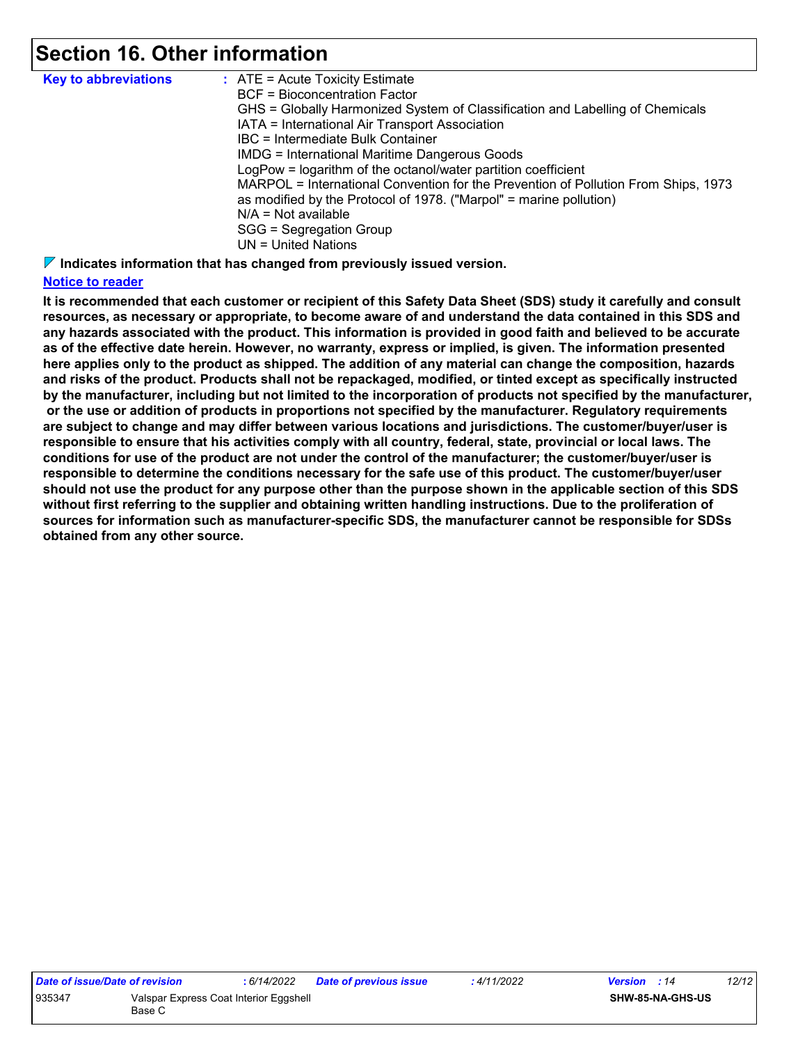# Section 16. Other information

**Key to abbreviations** : ATE = Acute Toxicity Estimate
BCF = Bioconcentration Factor
GHS = Globally Harmonized System of Classification and Labelling of Chemicals
IATA = International Air Transport Association
IBC = Intermediate Bulk Container
IMDG = International Maritime Dangerous Goods
LogPow = logarithm of the octanol/water partition coefficient
MARPOL = International Convention for the Prevention of Pollution From Ships, 1973 as modified by the Protocol of 1978. ("Marpol" = marine pollution)
N/A = Not available
SGG = Segregation Group
UN = United Nations

**Indicates information that has changed from previously issued version.**

**Notice to reader**

**It is recommended that each customer or recipient of this Safety Data Sheet (SDS) study it carefully and consult resources, as necessary or appropriate, to become aware of and understand the data contained in this SDS and any hazards associated with the product. This information is provided in good faith and believed to be accurate as of the effective date herein. However, no warranty, express or implied, is given. The information presented here applies only to the product as shipped. The addition of any material can change the composition, hazards and risks of the product. Products shall not be repackaged, modified, or tinted except as specifically instructed by the manufacturer, including but not limited to the incorporation of products not specified by the manufacturer, or the use or addition of products in proportions not specified by the manufacturer. Regulatory requirements are subject to change and may differ between various locations and jurisdictions. The customer/buyer/user is responsible to ensure that his activities comply with all country, federal, state, provincial or local laws. The conditions for use of the product are not under the control of the manufacturer; the customer/buyer/user is responsible to determine the conditions necessary for the safe use of this product. The customer/buyer/user should not use the product for any purpose other than the purpose shown in the applicable section of this SDS without first referring to the supplier and obtaining written handling instructions. Due to the proliferation of sources for information such as manufacturer-specific SDS, the manufacturer cannot be responsible for SDSs obtained from any other source.**